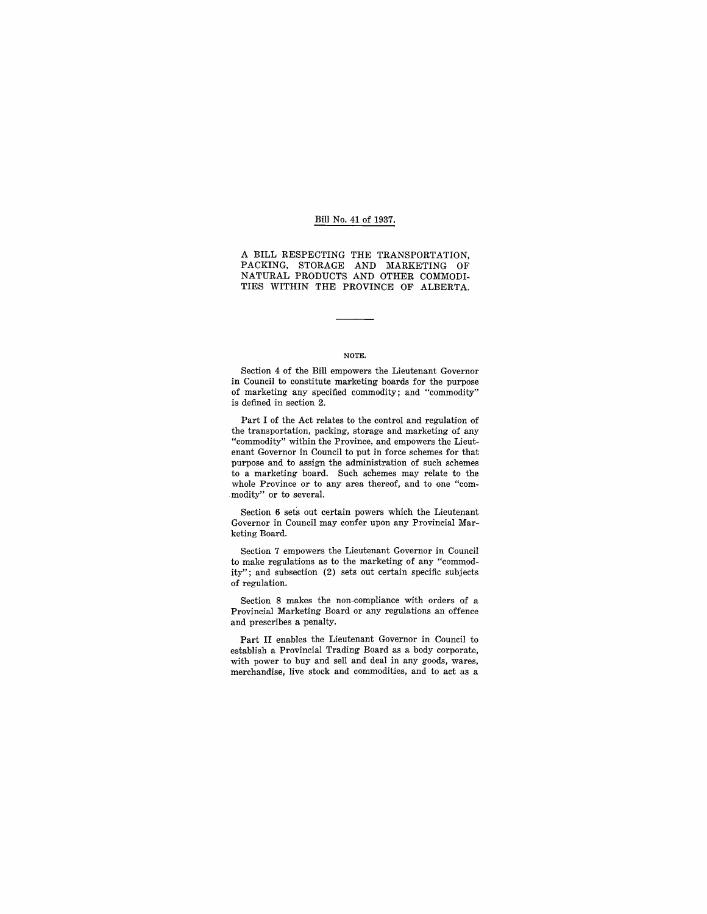# Bill No. 41 of 1937.

## A BILL RESPECTING THE TRANSPORTATION, PACKING, STORAGE AND MARKETING OF NATURAL PRODUCTS AND OTHER COMMODITIES WITHIN THE PROVINCE OF ALBERTA.

---

### NOTE.

Section 4 of the Bill empowers the Lieutenant Governor in Council to constitute marketing boards for the purpose of marketing any specified commodity; and "commodity" is defined in section 2.

Part I of the Act relates to the control and regulation of the transportation, packing, storage and marketing of any "commodity" within the Province, and empowers the Lieutenant Governor in Council to put in force schemes for that purpose and to assign the administration of such schemes to a marketing board. Such schemes may relate to the whole Province or to any area thereof, and to one "commodity" or to several.

Section 6 sets out certain powers which the Lieutenant Governor in Council may confer upon any Provincial Marketing Board.

Section 7 empowers the Lieutenant Governor in Council to make regulations as to the marketing of any "commodity"; and subsection (2) sets out certain specific subjects of regulation.

Section 8 makes the non-compliance with orders of a Provincial Marketing Board or any regulations an offence and prescribes a penalty.

Part II enables the Lieutenant Governor in Council to establish a Provincial Trading Board as a body corporate, with power to buy and sell and deal in any goods, wares, merchandise, live stock and commodities, and to act as a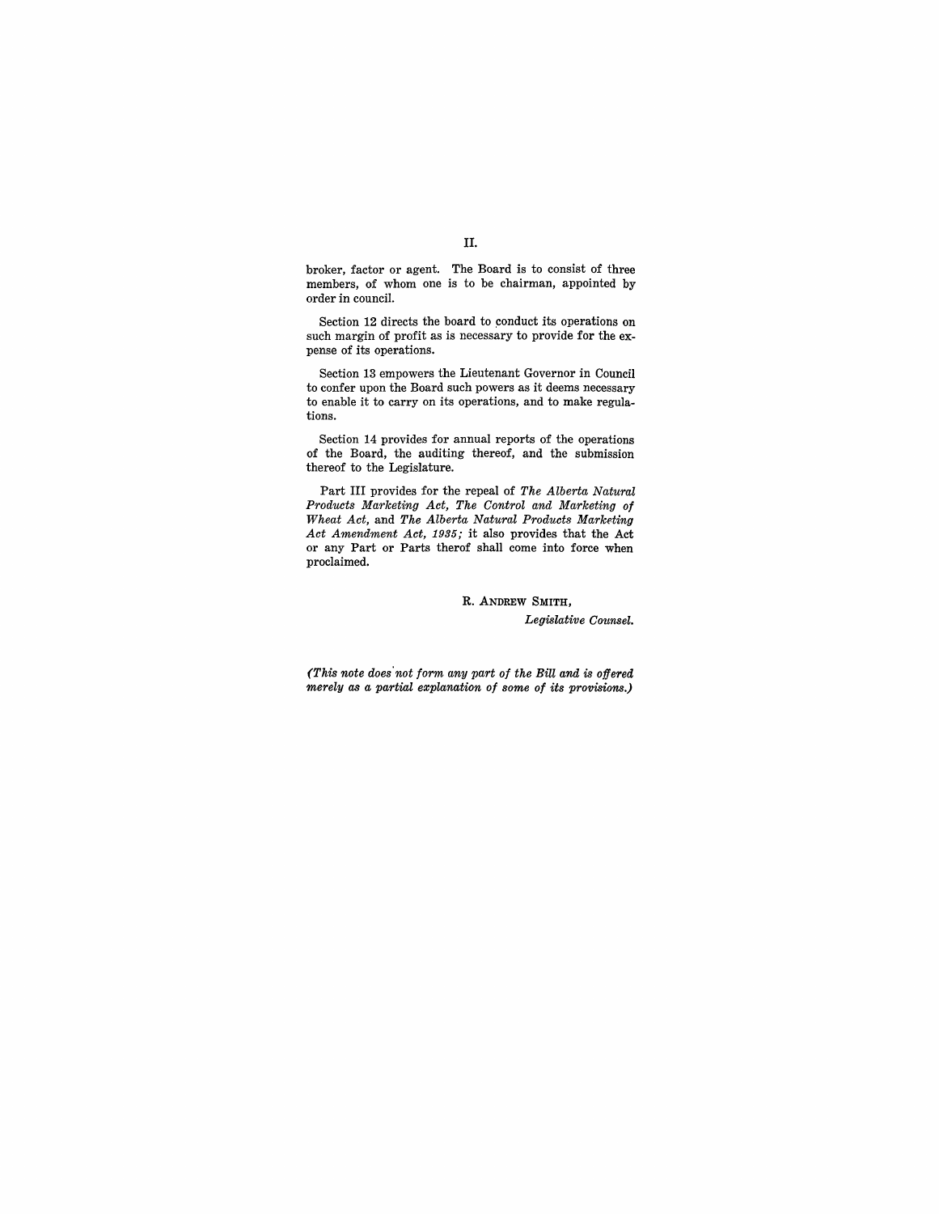broker, factor or agent. The Board is to consist of three members, of whom one is to be chairman, appointed by order in council.

Section 12 directs the board to conduct its operations on such margin of profit as is necessary to provide for the expense of its operations.

Section 13 empowers the Lieutenant Governor in Council to confer upon the Board such powers as it deems necessary to enable it to carry on its operations, and to make regulations.

Section 14 provides for annual reports of the operations of the Board, the auditing thereof, and the submission thereof to the Legislature.

Part III provides for the repeal of *The Alberta Natural Products Marketing Act*, *The Control and Marketing of Wheat Act*, and *The Alberta Natural Products Marketing Act Amendment Act, 1935;* it also provides that the Act or any Part or Parts therof shall come into force when proclaimed.

R. ANDREW SMITH,
*Legislative Counsel.*

*(This note does not form any part of the Bill and is offered merely as a partial explanation of some of its provisions.)*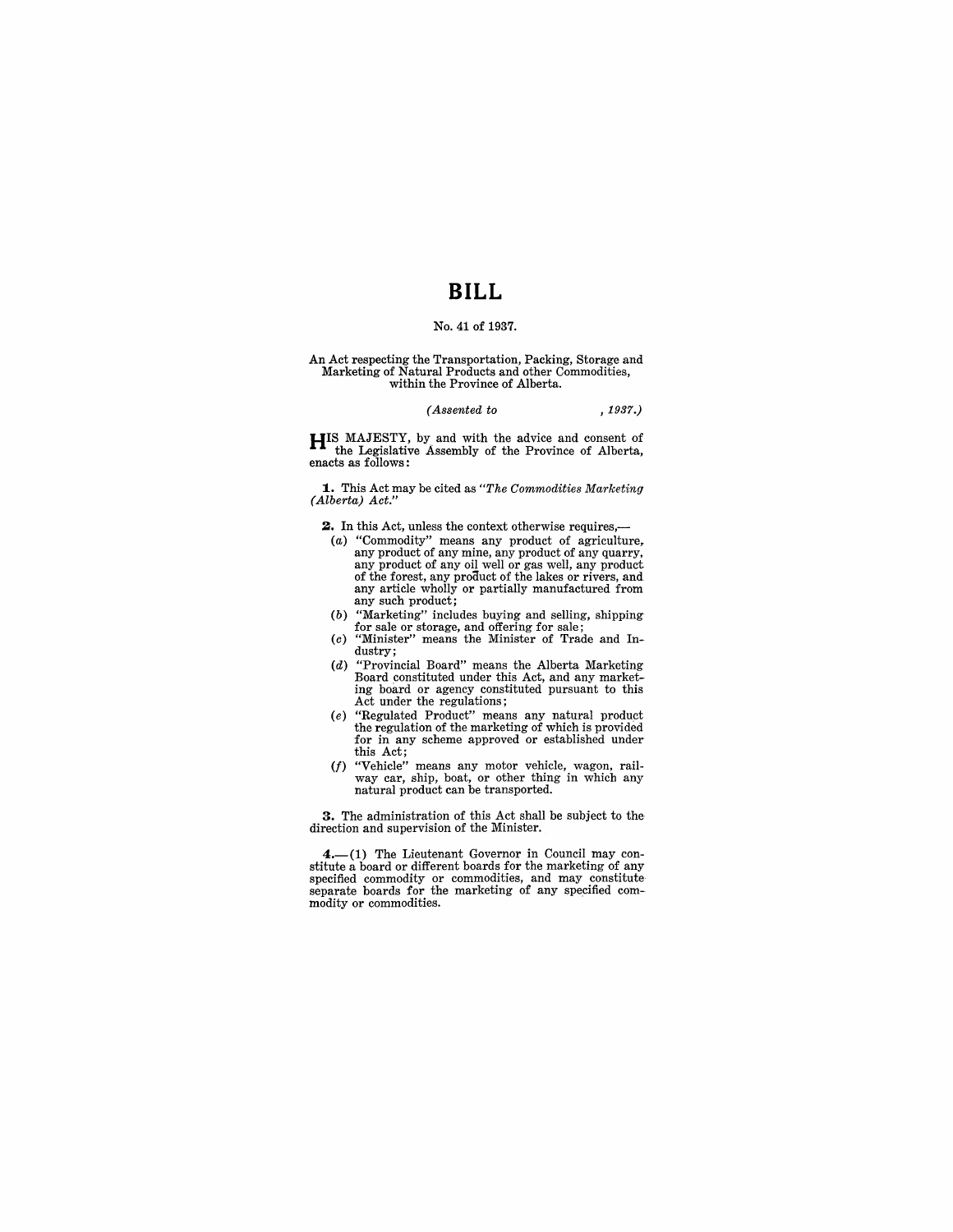# BILL

No. 41 of 1937.

An Act respecting the Transportation, Packing, Storage and Marketing of Natural Products and other Commodities, within the Province of Alberta.

*(Assented to , 1937.)*

HIS MAJESTY, by and with the advice and consent of the Legislative Assembly of the Province of Alberta, enacts as follows:

**1.** This Act may be cited as *"The Commodities Marketing (Alberta) Act."*

**2.** In this Act, unless the context otherwise requires,—

(*a*) "Commodity" means any product of agriculture, any product of any mine, any product of any quarry, any product of any oil well or gas well, any product of the forest, any product of the lakes or rivers, and any article wholly or partially manufactured from any such product;

(*b*) "Marketing" includes buying and selling, shipping for sale or storage, and offering for sale;

(*c*) "Minister" means the Minister of Trade and Industry;

(*d*) "Provincial Board" means the Alberta Marketing Board constituted under this Act, and any marketing board or agency constituted pursuant to this Act under the regulations;

(*e*) "Regulated Product" means any natural product the regulation of the marketing of which is provided for in any scheme approved or established under this Act;

(*f*) "Vehicle" means any motor vehicle, wagon, railway car, ship, boat, or other thing in which any natural product can be transported.

**3.** The administration of this Act shall be subject to the direction and supervision of the Minister.

**4.**—(1) The Lieutenant Governor in Council may constitute a board or different boards for the marketing of any specified commodity or commodities, and may constitute separate boards for the marketing of any specified commodity or commodities.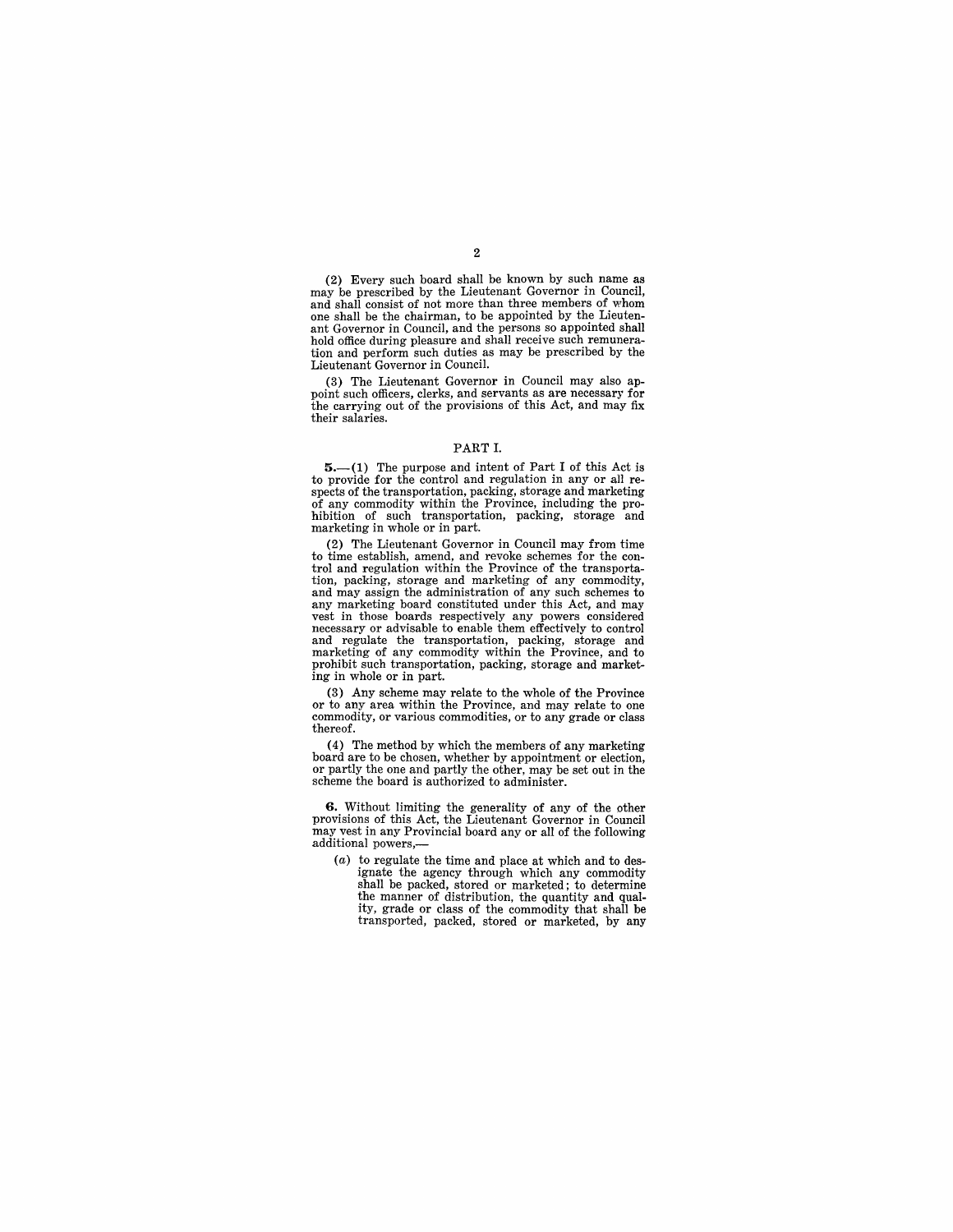(2) Every such board shall be known by such name as may be prescribed by the Lieutenant Governor in Council, and shall consist of not more than three members of whom one shall be the chairman, to be appointed by the Lieutenant Governor in Council, and the persons so appointed shall hold office during pleasure and shall receive such remuneration and perform such duties as may be prescribed by the Lieutenant Governor in Council.

(3) The Lieutenant Governor in Council may also appoint such officers, clerks, and servants as are necessary for the carrying out of the provisions of this Act, and may fix their salaries.

## PART I.

**5.**—(1) The purpose and intent of Part I of this Act is to provide for the control and regulation in any or all respects of the transportation, packing, storage and marketing of any commodity within the Province, including the prohibition of such transportation, packing, storage and marketing in whole or in part.

(2) The Lieutenant Governor in Council may from time to time establish, amend, and revoke schemes for the control and regulation within the Province of the transportation, packing, storage and marketing of any commodity, and may assign the administration of any such schemes to any marketing board constituted under this Act, and may vest in those boards respectively any powers considered necessary or advisable to enable them effectively to control and regulate the transportation, packing, storage and marketing of any commodity within the Province, and to prohibit such transportation, packing, storage and marketing in whole or in part.

(3) Any scheme may relate to the whole of the Province or to any area within the Province, and may relate to one commodity, or various commodities, or to any grade or class thereof.

(4) The method by which the members of any marketing board are to be chosen, whether by appointment or election, or partly the one and partly the other, may be set out in the scheme the board is authorized to administer.

**6.** Without limiting the generality of any of the other provisions of this Act, the Lieutenant Governor in Council may vest in any Provincial board any or all of the following additional powers,—

(*a*) to regulate the time and place at which and to designate the agency through which any commodity shall be packed, stored or marketed; to determine the manner of distribution, the quantity and quality, grade or class of the commodity that shall be transported, packed, stored or marketed, by any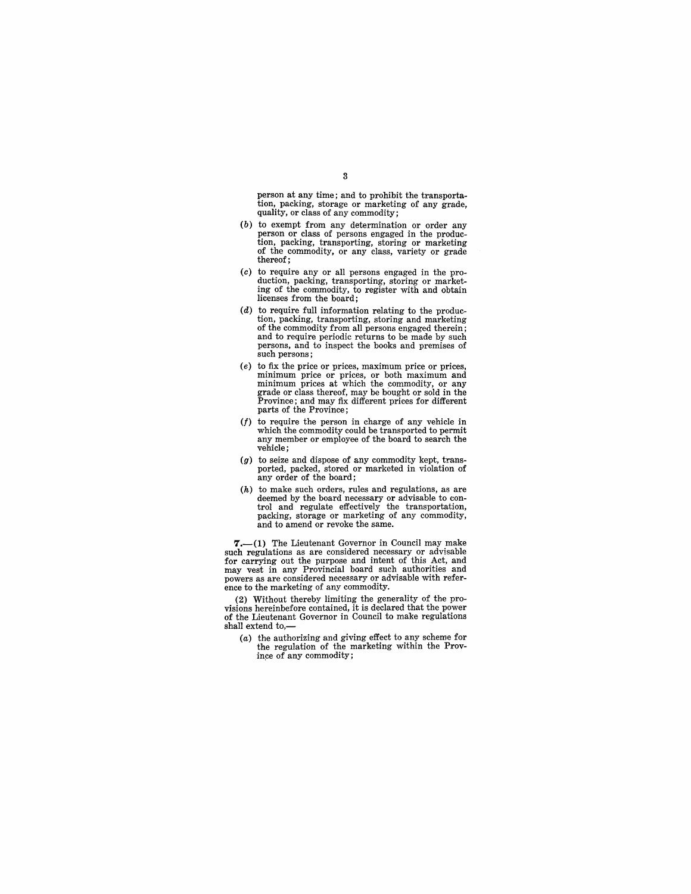person at any time; and to prohibit the transportation, packing, storage or marketing of any grade, quality, or class of any commodity;

(*b*) to exempt from any determination or order any person or class of persons engaged in the production, packing, transporting, storing or marketing of the commodity, or any class, variety or grade thereof;

(*c*) to require any or all persons engaged in the production, packing, transporting, storing or marketing of the commodity, to register with and obtain licenses from the board;

(*d*) to require full information relating to the production, packing, transporting, storing and marketing of the commodity from all persons engaged therein; and to require periodic returns to be made by such persons, and to inspect the books and premises of such persons;

(*e*) to fix the price or prices, maximum price or prices, minimum price or prices, or both maximum and minimum prices at which the commodity, or any grade or class thereof, may be bought or sold in the Province; and may fix different prices for different parts of the Province;

(*f*) to require the person in charge of any vehicle in which the commodity could be transported to permit any member or employee of the board to search the vehicle;

(*g*) to seize and dispose of any commodity kept, transported, packed, stored or marketed in violation of any order of the board;

(*h*) to make such orders, rules and regulations, as are deemed by the board necessary or advisable to control and regulate effectively the transportation, packing, storage or marketing of any commodity, and to amend or revoke the same.

**7.**—(1) The Lieutenant Governor in Council may make such regulations as are considered necessary or advisable for carrying out the purpose and intent of this Act, and may vest in any Provincial board such authorities and powers as are considered necessary or advisable with reference to the marketing of any commodity.

(2) Without thereby limiting the generality of the provisions hereinbefore contained, it is declared that the power of the Lieutenant Governor in Council to make regulations shall extend to,—

(*a*) the authorizing and giving effect to any scheme for the regulation of the marketing within the Province of any commodity;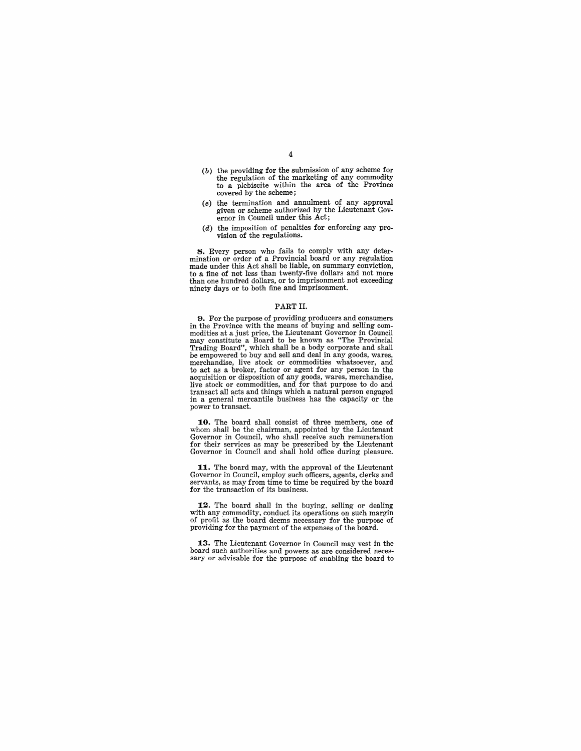(*b*) the providing for the submission of any scheme for the regulation of the marketing of any commodity to a plebiscite within the area of the Province covered by the scheme;

(*c*) the termination and annulment of any approval given or scheme authorized by the Lieutenant Governor in Council under this Act;

(*d*) the imposition of penalties for enforcing any provision of the regulations.

**8.** Every person who fails to comply with any determination or order of a Provincial board or any regulation made under this Act shall be liable, on summary conviction, to a fine of not less than twenty-five dollars and not more than one hundred dollars, or to imprisonment not exceeding ninety days or to both fine and imprisonment.

## PART II.

**9.** For the purpose of providing producers and consumers in the Province with the means of buying and selling commodities at a just price, the Lieutenant Governor in Council may constitute a Board to be known as "The Provincial Trading Board", which shall be a body corporate and shall be empowered to buy and sell and deal in any goods, wares, merchandise, live stock or commodities whatsoever, and to act as a broker, factor or agent for any person in the acquisition or disposition of any goods, wares, merchandise, live stock or commodities, and for that purpose to do and transact all acts and things which a natural person engaged in a general mercantile business has the capacity or the power to transact.

**10.** The board shall consist of three members, one of whom shall be the chairman, appointed by the Lieutenant Governor in Council, who shall receive such remuneration for their services as may be prescribed by the Lieutenant Governor in Council and shall hold office during pleasure.

**11.** The board may, with the approval of the Lieutenant Governor in Council, employ such officers, agents, clerks and servants, as may from time to time be required by the board for the transaction of its business.

**12.** The board shall in the buying, selling or dealing with any commodity, conduct its operations on such margin of profit as the board deems necessary for the purpose of providing for the payment of the expenses of the board.

**13.** The Lieutenant Governor in Council may vest in the board such authorities and powers as are considered necessary or advisable for the purpose of enabling the board to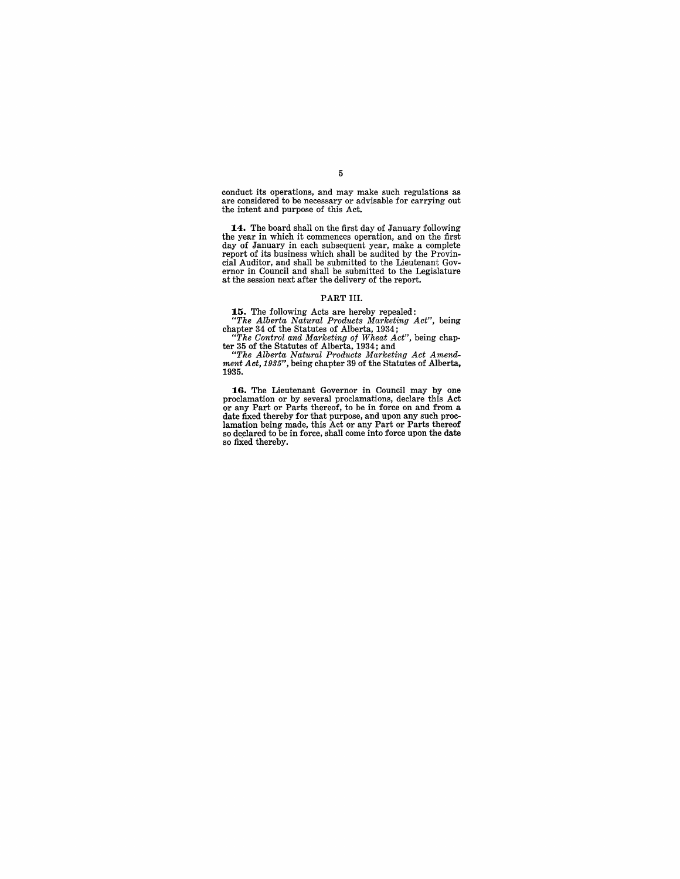conduct its operations, and may make such regulations as are considered to be necessary or advisable for carrying out the intent and purpose of this Act.

**14.** The board shall on the first day of January following the year in which it commences operation, and on the first day of January in each subsequent year, make a complete report of its business which shall be audited by the Provincial Auditor, and shall be submitted to the Lieutenant Governor in Council and shall be submitted to the Legislature at the session next after the delivery of the report.

## PART III.

**15.** The following Acts are hereby repealed:

*"The Alberta Natural Products Marketing Act"*, being chapter 34 of the Statutes of Alberta, 1934;

*"The Control and Marketing of Wheat Act"*, being chapter 35 of the Statutes of Alberta, 1934; and

*"The Alberta Natural Products Marketing Act Amendment Act, 1935"*, being chapter 39 of the Statutes of Alberta, 1935.

**16.** The Lieutenant Governor in Council may by one proclamation or by several proclamations, declare this Act or any Part or Parts thereof, to be in force on and from a date fixed thereby for that purpose, and upon any such proclamation being made, this Act or any Part or Parts thereof so declared to be in force, shall come into force upon the date so fixed thereby.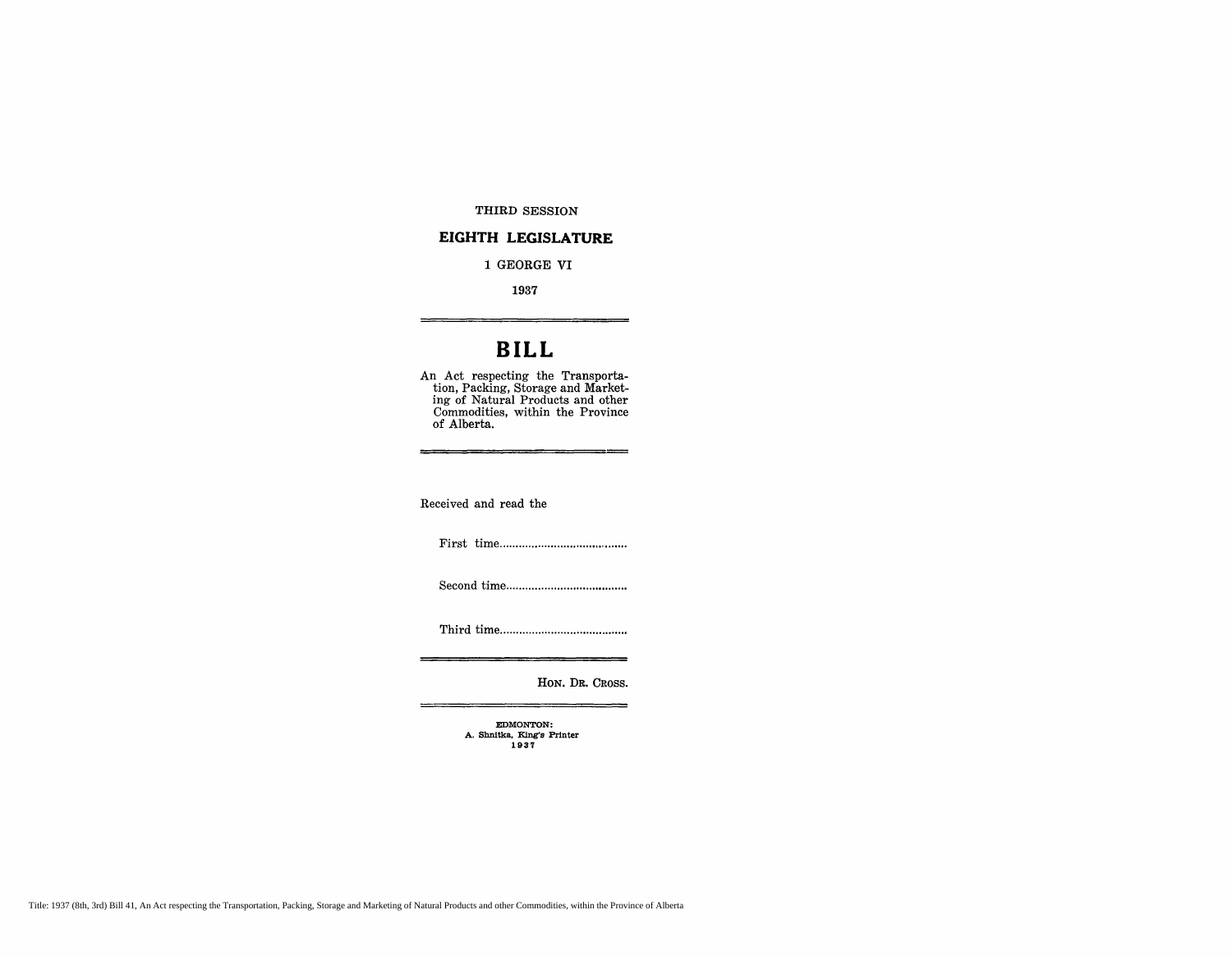THIRD SESSION

**EIGHTH LEGISLATURE**

1 GEORGE VI

1937

---

# BILL

An Act respecting the Transportation, Packing, Storage and Marketing of Natural Products and other Commodities, within the Province of Alberta.

---

Received and read the

First time..........................................

Second time..........................................

Third time..........................................

---

HON. DR. CROSS.

---

EDMONTON:
A. Shnitka, King's Printer
1937

Title: 1937 (8th, 3rd) Bill 41, An Act respecting the Transportation, Packing, Storage and Marketing of Natural Products and other Commodities, within the Province of Alberta